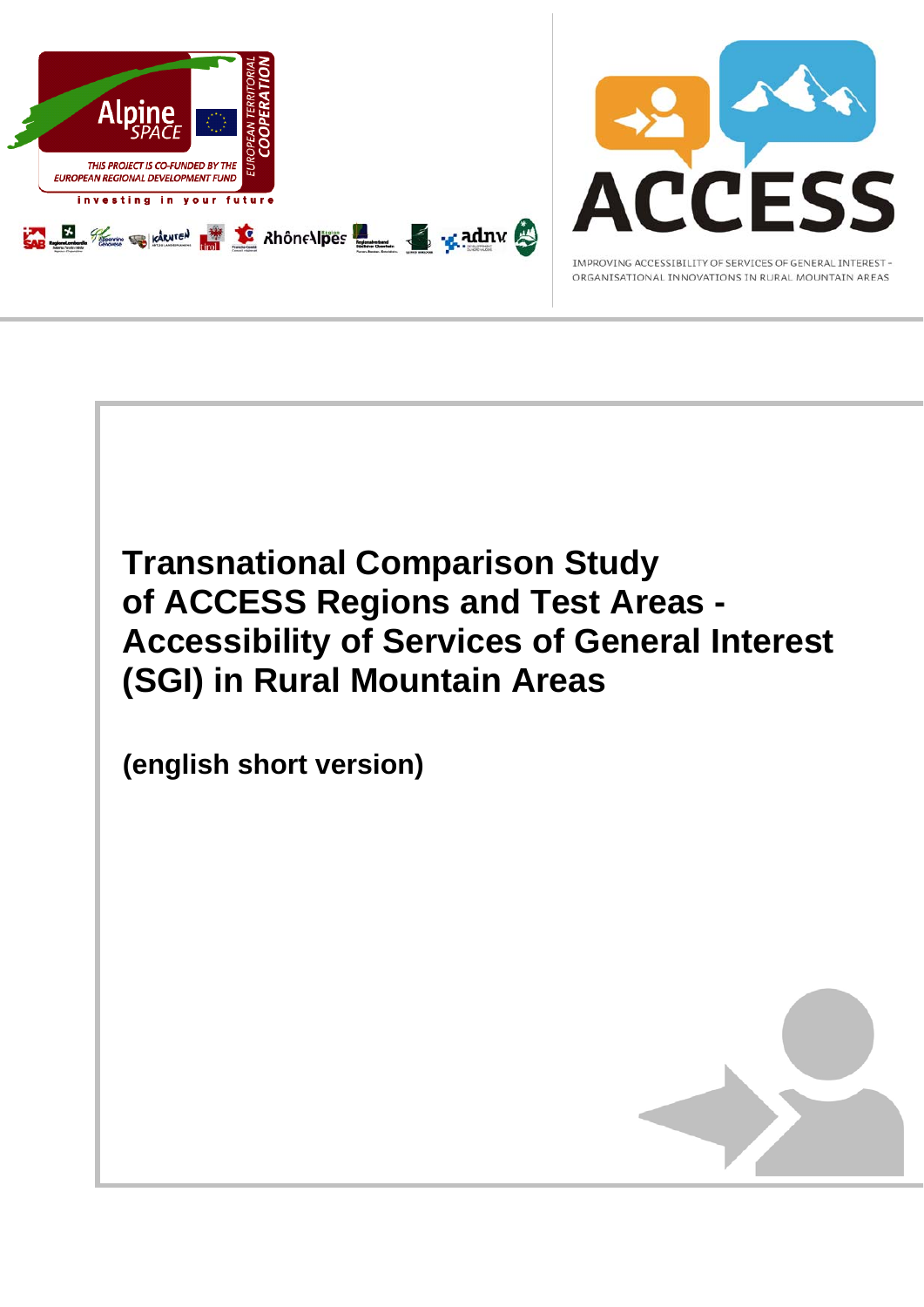# Transnational Comparison Study of ACCESS Regions and Test Areas - Accessibility of Services of General Interest (SGI) in Rural Mountain Areas

**(english short version)**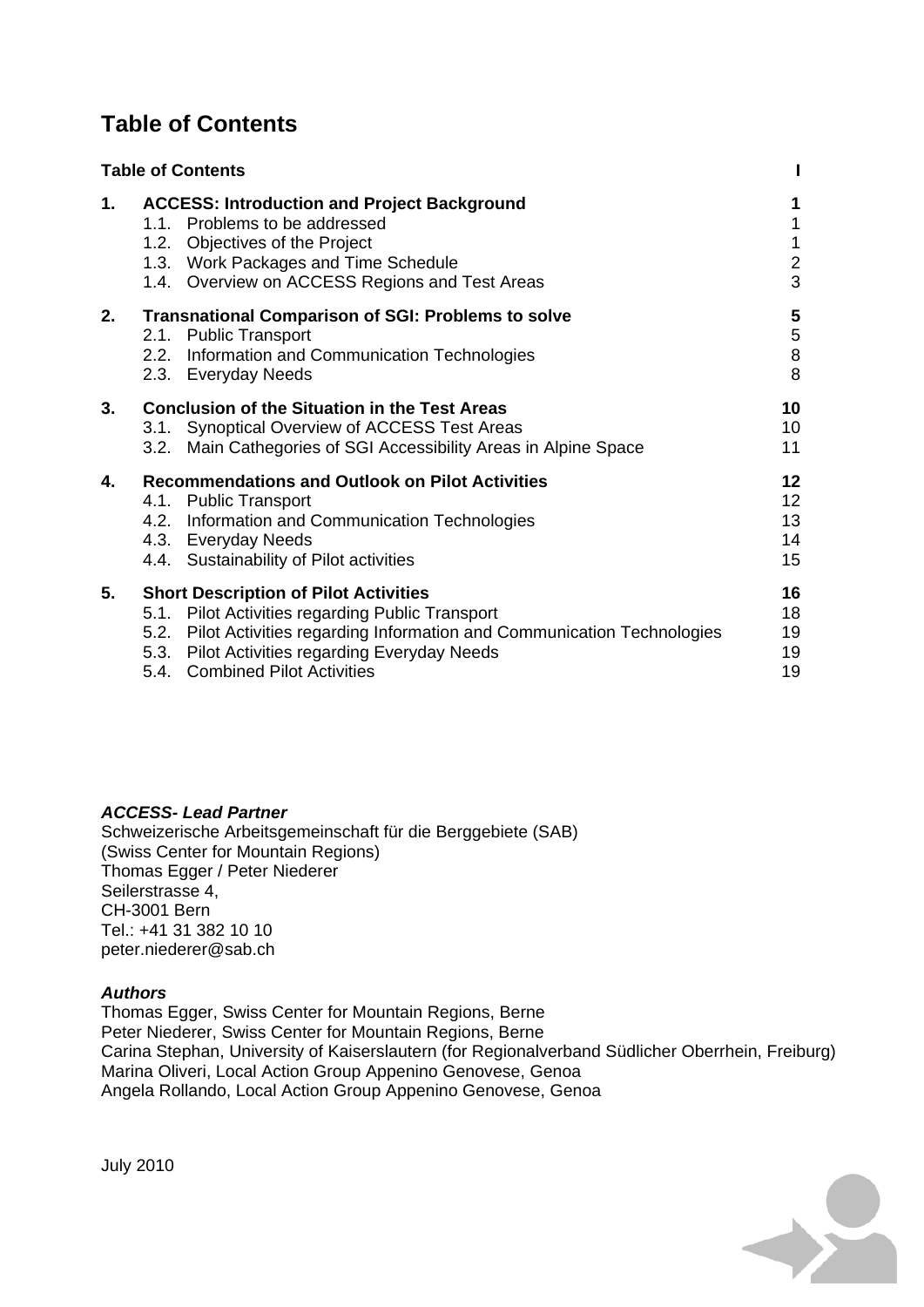# Table of Contents

| | | |
|---|---|---|
| **Table of Contents** | | **I** |
| **1.** | **ACCESS: Introduction and Project Background** | **1** |
| | 1.1. Problems to be addressed | 1 |
| | 1.2. Objectives of the Project | 1 |
| | 1.3. Work Packages and Time Schedule | 2 |
| | 1.4. Overview on ACCESS Regions and Test Areas | 3 |
| **2.** | **Transnational Comparison of SGI: Problems to solve** | **5** |
| | 2.1. Public Transport | 5 |
| | 2.2. Information and Communication Technologies | 8 |
| | 2.3. Everyday Needs | 8 |
| **3.** | **Conclusion of the Situation in the Test Areas** | **10** |
| | 3.1. Synoptical Overview of ACCESS Test Areas | 10 |
| | 3.2. Main Cathegories of SGI Accessibility Areas in Alpine Space | 11 |
| **4.** | **Recommendations and Outlook on Pilot Activities** | **12** |
| | 4.1. Public Transport | 12 |
| | 4.2. Information and Communication Technologies | 13 |
| | 4.3. Everyday Needs | 14 |
| | 4.4. Sustainability of Pilot activities | 15 |
| **5.** | **Short Description of Pilot Activities** | **16** |
| | 5.1. Pilot Activities regarding Public Transport | 18 |
| | 5.2. Pilot Activities regarding Information and Communication Technologies | 19 |
| | 5.3. Pilot Activities regarding Everyday Needs | 19 |
| | 5.4. Combined Pilot Activities | 19 |

***ACCESS- Lead Partner***

Schweizerische Arbeitsgemeinschaft für die Berggebiete (SAB)
(Swiss Center for Mountain Regions)
Thomas Egger / Peter Niederer
Seilerstrasse 4,
CH-3001 Bern
Tel.: +41 31 382 10 10
peter.niederer@sab.ch

***Authors***

Thomas Egger, Swiss Center for Mountain Regions, Berne
Peter Niederer, Swiss Center for Mountain Regions, Berne
Carina Stephan, University of Kaiserslautern (for Regionalverband Südlicher Oberrhein, Freiburg)
Marina Oliveri, Local Action Group Appenino Genovese, Genoa
Angela Rollando, Local Action Group Appenino Genovese, Genoa

July 2010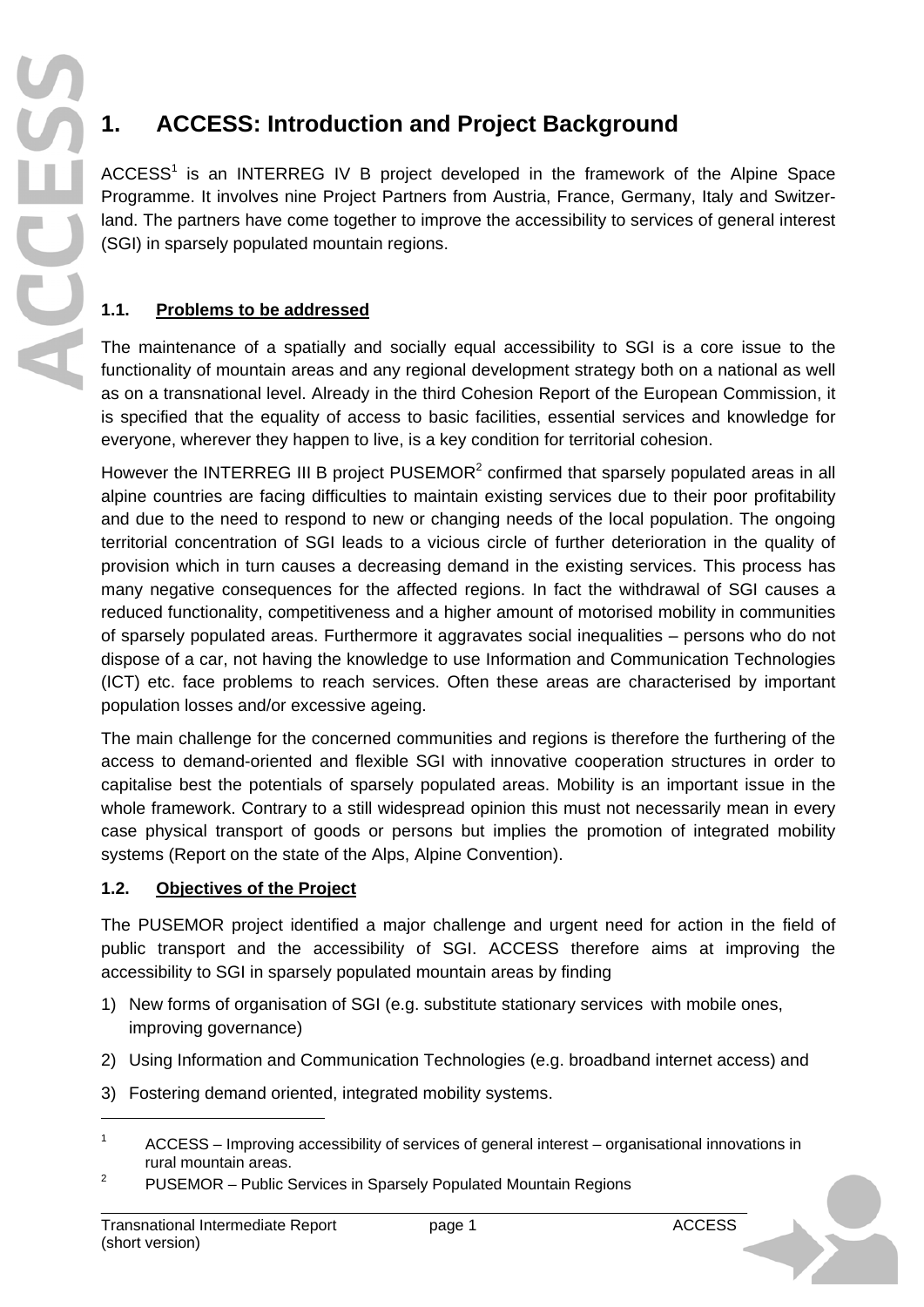# 1. ACCESS: Introduction and Project Background

ACCESS[1] is an INTERREG IV B project developed in the framework of the Alpine Space Programme. It involves nine Project Partners from Austria, France, Germany, Italy and Switzerland. The partners have come together to improve the accessibility to services of general interest (SGI) in sparsely populated mountain regions.

## 1.1. Problems to be addressed

The maintenance of a spatially and socially equal accessibility to SGI is a core issue to the functionality of mountain areas and any regional development strategy both on a national as well as on a transnational level. Already in the third Cohesion Report of the European Commission, it is specified that the equality of access to basic facilities, essential services and knowledge for everyone, wherever they happen to live, is a key condition for territorial cohesion.

However the INTERREG III B project PUSEMOR[2] confirmed that sparsely populated areas in all alpine countries are facing difficulties to maintain existing services due to their poor profitability and due to the need to respond to new or changing needs of the local population. The ongoing territorial concentration of SGI leads to a vicious circle of further deterioration in the quality of provision which in turn causes a decreasing demand in the existing services. This process has many negative consequences for the affected regions. In fact the withdrawal of SGI causes a reduced functionality, competitiveness and a higher amount of motorised mobility in communities of sparsely populated areas. Furthermore it aggravates social inequalities – persons who do not dispose of a car, not having the knowledge to use Information and Communication Technologies (ICT) etc. face problems to reach services. Often these areas are characterised by important population losses and/or excessive ageing.

The main challenge for the concerned communities and regions is therefore the furthering of the access to demand-oriented and flexible SGI with innovative cooperation structures in order to capitalise best the potentials of sparsely populated areas. Mobility is an important issue in the whole framework. Contrary to a still widespread opinion this must not necessarily mean in every case physical transport of goods or persons but implies the promotion of integrated mobility systems (Report on the state of the Alps, Alpine Convention).

## 1.2. Objectives of the Project

The PUSEMOR project identified a major challenge and urgent need for action in the field of public transport and the accessibility of SGI. ACCESS therefore aims at improving the accessibility to SGI in sparsely populated mountain areas by finding

1) New forms of organisation of SGI (e.g. substitute stationary services with mobile ones, improving governance)
2) Using Information and Communication Technologies (e.g. broadband internet access) and
3) Fostering demand oriented, integrated mobility systems.

---

[1] ACCESS – Improving accessibility of services of general interest – organisational innovations in rural mountain areas.

[2] PUSEMOR – Public Services in Sparsely Populated Mountain Regions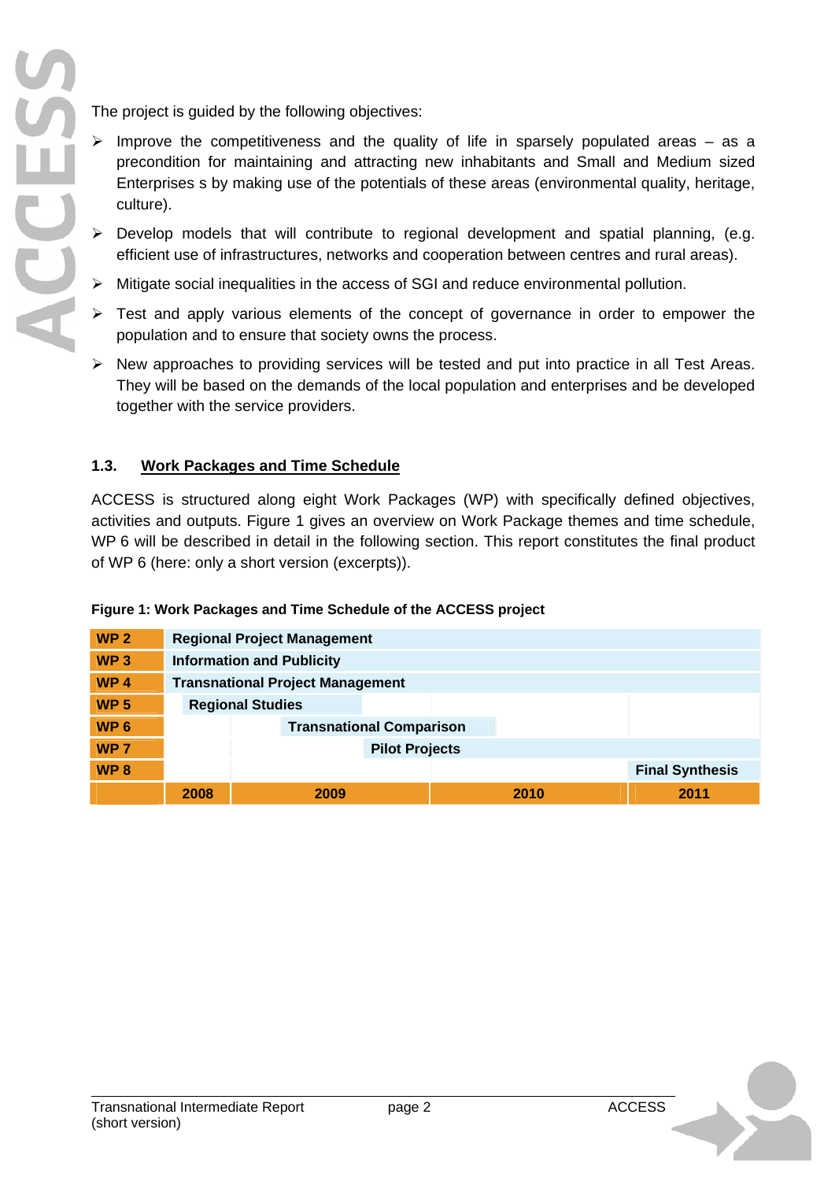The project is guided by the following objectives:

- Improve the competitiveness and the quality of life in sparsely populated areas – as a precondition for maintaining and attracting new inhabitants and Small and Medium sized Enterprises s by making use of the potentials of these areas (environmental quality, heritage, culture).
- Develop models that will contribute to regional development and spatial planning, (e.g. efficient use of infrastructures, networks and cooperation between centres and rural areas).
- Mitigate social inequalities in the access of SGI and reduce environmental pollution.
- Test and apply various elements of the concept of governance in order to empower the population and to ensure that society owns the process.
- New approaches to providing services will be tested and put into practice in all Test Areas. They will be based on the demands of the local population and enterprises and be developed together with the service providers.

## 1.3. Work Packages and Time Schedule

ACCESS is structured along eight Work Packages (WP) with specifically defined objectives, activities and outputs. Figure 1 gives an overview on Work Package themes and time schedule, WP 6 will be described in detail in the following section. This report constitutes the final product of WP 6 (here: only a short version (excerpts)).

**Figure 1: Work Packages and Time Schedule of the ACCESS project**

| | 2008 | 2009 | 2010 | 2011 |
|---|---|---|---|---|
| **WP 2** | **Regional Project Management** | | | |
| **WP 3** | **Information and Publicity** | | | |
| **WP 4** | **Transnational Project Management** | | | |
| **WP 5** | **Regional Studies** | | | |
| **WP 6** | | **Transnational Comparison** | | |
| **WP 7** | | **Pilot Projects** | | |
| **WP 8** | | | | **Final Synthesis** |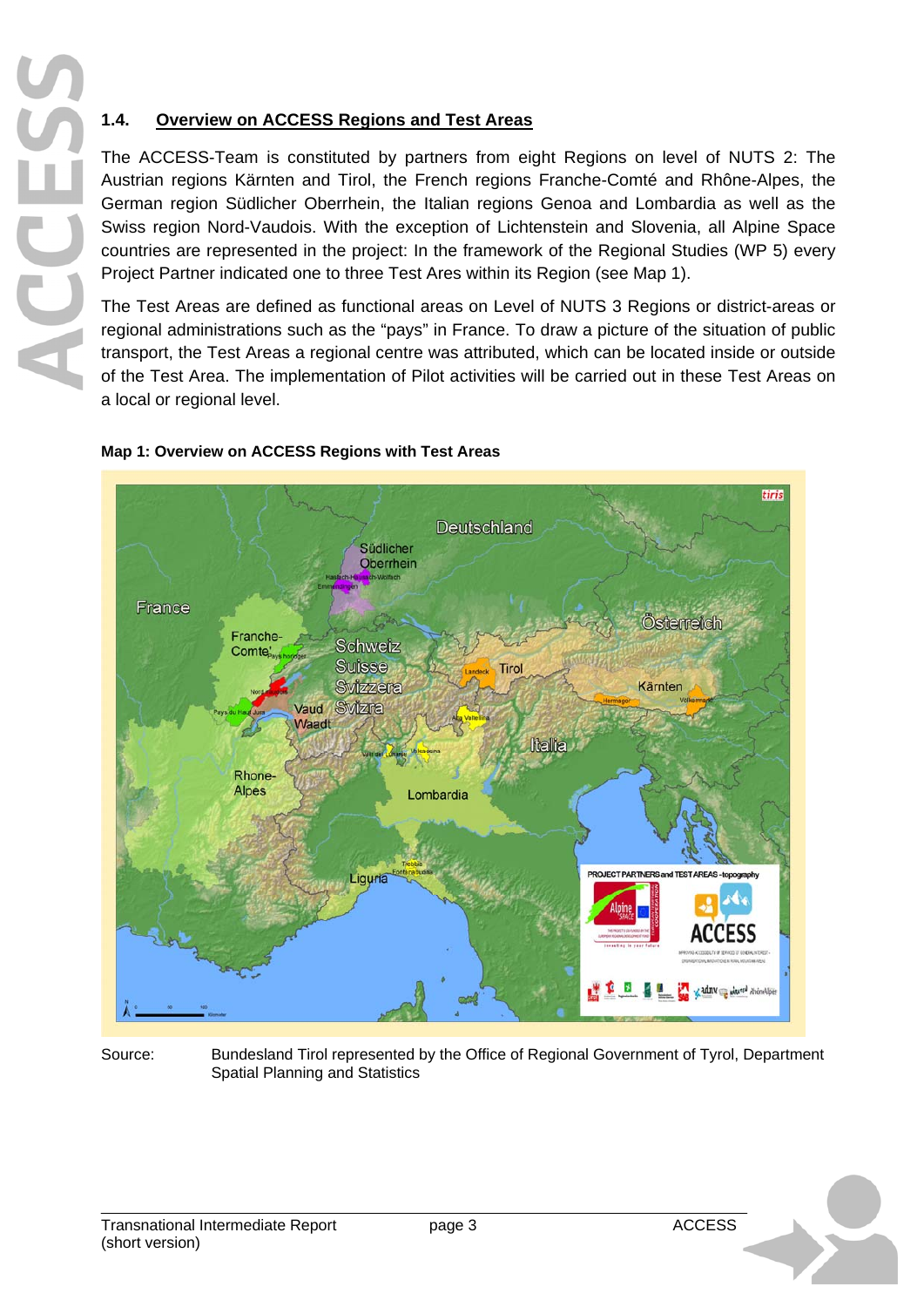## 1.4. Overview on ACCESS Regions and Test Areas

The ACCESS-Team is constituted by partners from eight Regions on level of NUTS 2: The Austrian regions Kärnten and Tirol, the French regions Franche-Comté and Rhône-Alpes, the German region Südlicher Oberrhein, the Italian regions Genoa and Lombardia as well as the Swiss region Nord-Vaudois. With the exception of Lichtenstein and Slovenia, all Alpine Space countries are represented in the project: In the framework of the Regional Studies (WP 5) every Project Partner indicated one to three Test Ares within its Region (see Map 1).

The Test Areas are defined as functional areas on Level of NUTS 3 Regions or district-areas or regional administrations such as the "pays" in France. To draw a picture of the situation of public transport, the Test Areas a regional centre was attributed, which can be located inside or outside of the Test Area. The implementation of Pilot activities will be carried out in these Test Areas on a local or regional level.

**Map 1: Overview on ACCESS Regions with Test Areas**

Source: Bundesland Tirol represented by the Office of Regional Government of Tyrol, Department Spatial Planning and Statistics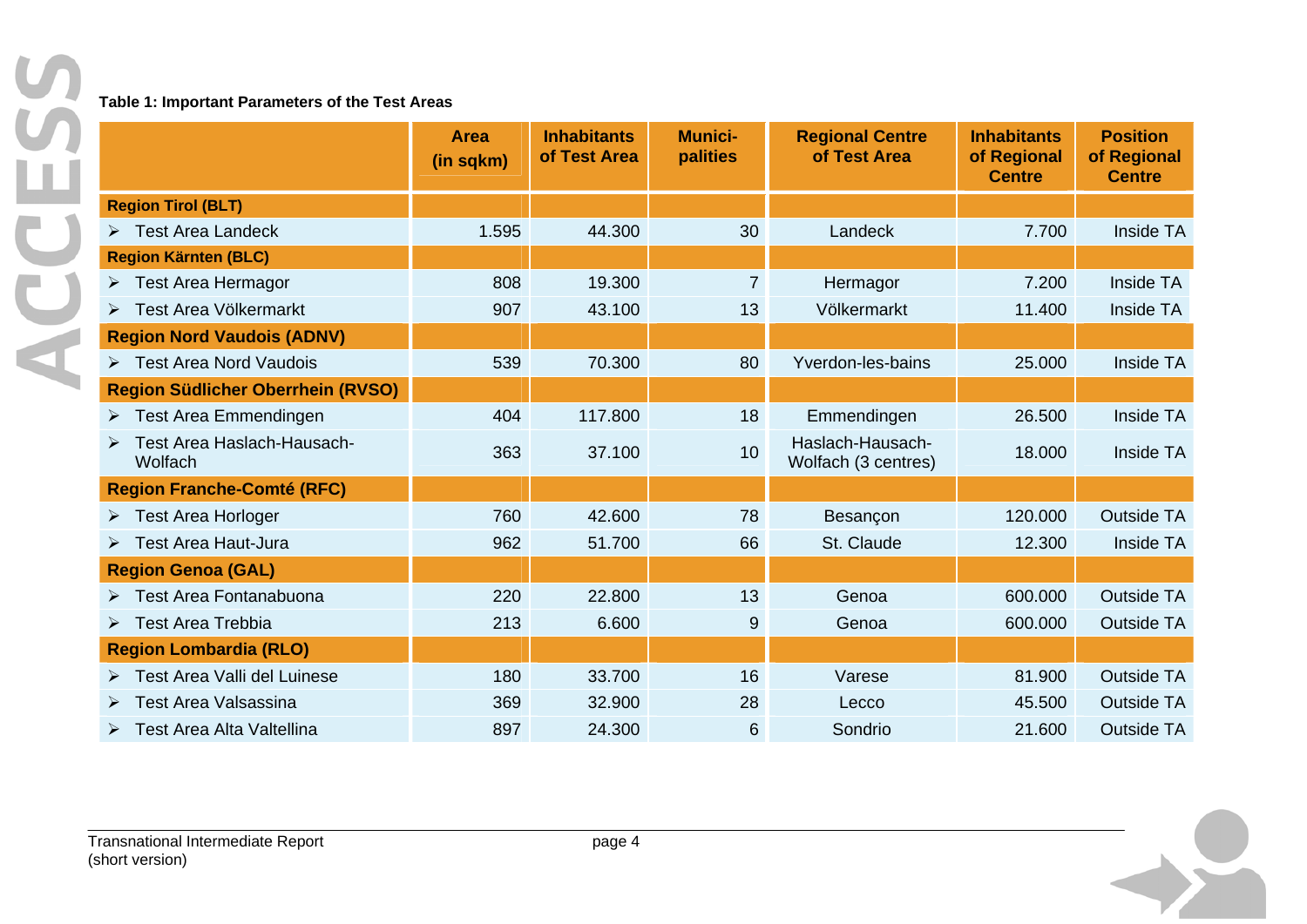**Table 1: Important Parameters of the Test Areas**

| | Area (in sqkm) | Inhabitants of Test Area | Munici-palities | Regional Centre of Test Area | Inhabitants of Regional Centre | Position of Regional Centre |
|---|---|---|---|---|---|---|
| **Region Tirol (BLT)** | | | | | | |
| ➢ Test Area Landeck | 1.595 | 44.300 | 30 | Landeck | 7.700 | Inside TA |
| **Region Kärnten (BLC)** | | | | | | |
| ➢ Test Area Hermagor | 808 | 19.300 | 7 | Hermagor | 7.200 | Inside TA |
| ➢ Test Area Völkermarkt | 907 | 43.100 | 13 | Völkermarkt | 11.400 | Inside TA |
| **Region Nord Vaudois (ADNV)** | | | | | | |
| ➢ Test Area Nord Vaudois | 539 | 70.300 | 80 | Yverdon-les-bains | 25.000 | Inside TA |
| **Region Südlicher Oberrhein (RVSO)** | | | | | | |
| ➢ Test Area Emmendingen | 404 | 117.800 | 18 | Emmendingen | 26.500 | Inside TA |
| ➢ Test Area Haslach-Hausach-Wolfach | 363 | 37.100 | 10 | Haslach-Hausach-Wolfach (3 centres) | 18.000 | Inside TA |
| **Region Franche-Comté (RFC)** | | | | | | |
| ➢ Test Area Horloger | 760 | 42.600 | 78 | Besançon | 120.000 | Outside TA |
| ➢ Test Area Haut-Jura | 962 | 51.700 | 66 | St. Claude | 12.300 | Inside TA |
| **Region Genoa (GAL)** | | | | | | |
| ➢ Test Area Fontanabuona | 220 | 22.800 | 13 | Genoa | 600.000 | Outside TA |
| ➢ Test Area Trebbia | 213 | 6.600 | 9 | Genoa | 600.000 | Outside TA |
| **Region Lombardia (RLO)** | | | | | | |
| ➢ Test Area Valli del Luinese | 180 | 33.700 | 16 | Varese | 81.900 | Outside TA |
| ➢ Test Area Valsassina | 369 | 32.900 | 28 | Lecco | 45.500 | Outside TA |
| ➢ Test Area Alta Valtellina | 897 | 24.300 | 6 | Sondrio | 21.600 | Outside TA |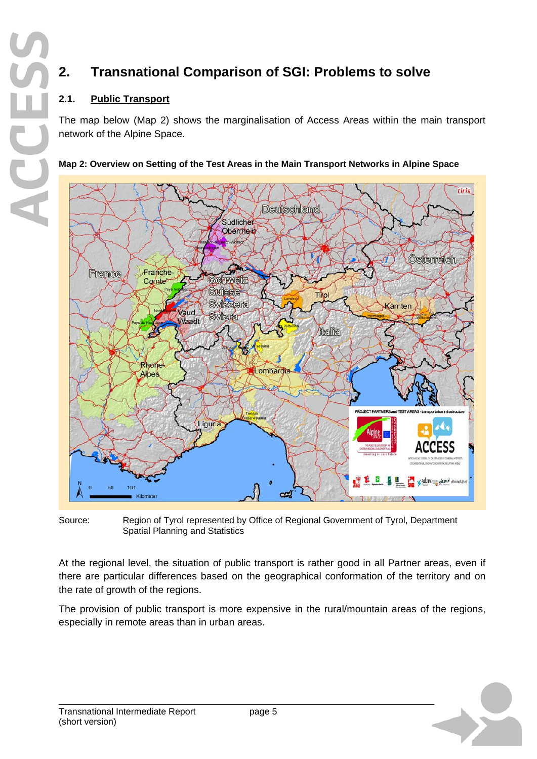## 2. Transnational Comparison of SGI: Problems to solve

### 2.1. Public Transport

The map below (Map 2) shows the marginalisation of Access Areas within the main transport network of the Alpine Space.

**Map 2: Overview on Setting of the Test Areas in the Main Transport Networks in Alpine Space**

Source: Region of Tyrol represented by Office of Regional Government of Tyrol, Department Spatial Planning and Statistics

At the regional level, the situation of public transport is rather good in all Partner areas, even if there are particular differences based on the geographical conformation of the territory and on the rate of growth of the regions.

The provision of public transport is more expensive in the rural/mountain areas of the regions, especially in remote areas than in urban areas.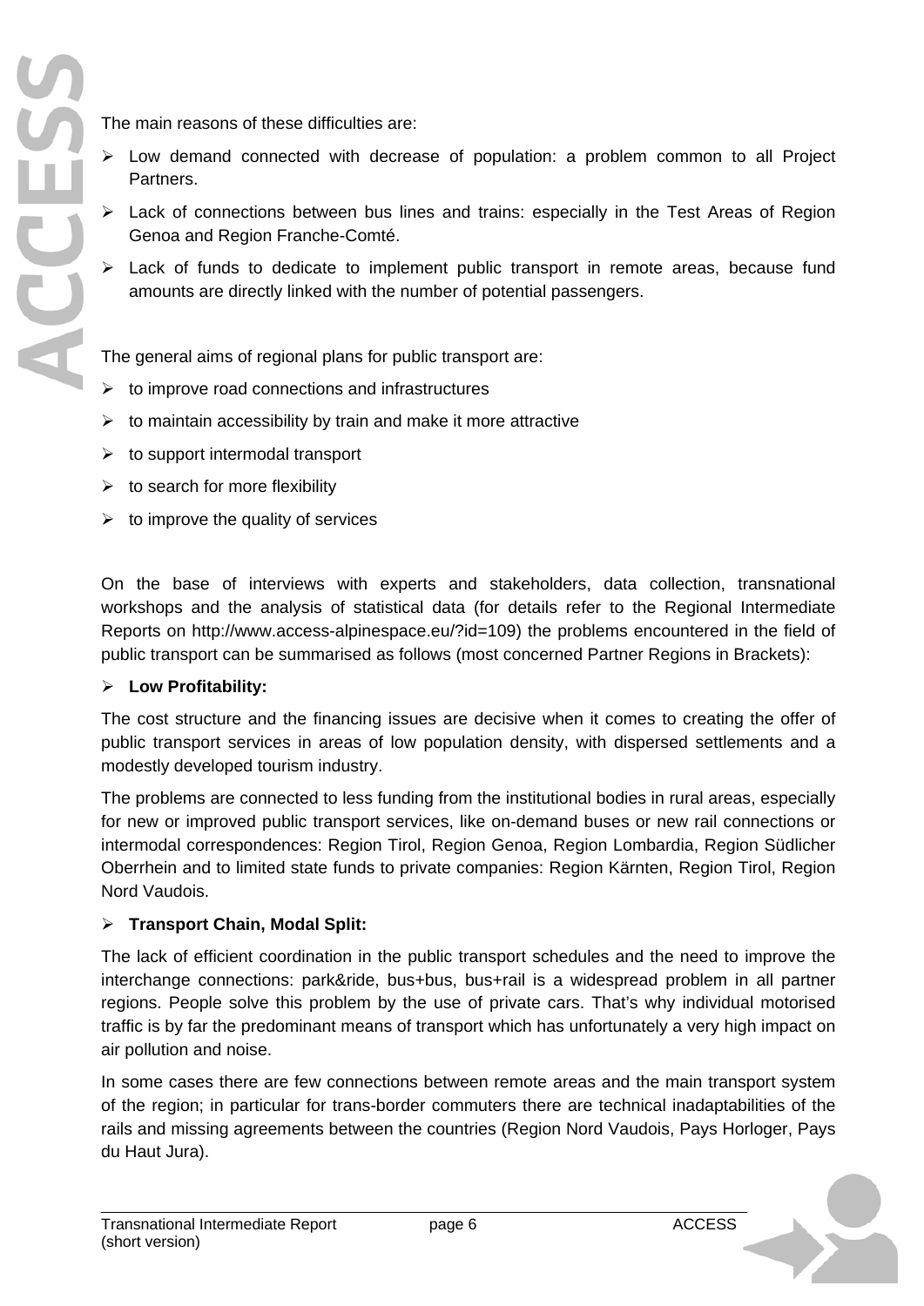The main reasons of these difficulties are:

- Low demand connected with decrease of population: a problem common to all Project Partners.
- Lack of connections between bus lines and trains: especially in the Test Areas of Region Genoa and Region Franche-Comté.
- Lack of funds to dedicate to implement public transport in remote areas, because fund amounts are directly linked with the number of potential passengers.

The general aims of regional plans for public transport are:

- to improve road connections and infrastructures
- to maintain accessibility by train and make it more attractive
- to support intermodal transport
- to search for more flexibility
- to improve the quality of services

On the base of interviews with experts and stakeholders, data collection, transnational workshops and the analysis of statistical data (for details refer to the Regional Intermediate Reports on http://www.access-alpinespace.eu/?id=109) the problems encountered in the field of public transport can be summarised as follows (most concerned Partner Regions in Brackets):

- **Low Profitability:**

The cost structure and the financing issues are decisive when it comes to creating the offer of public transport services in areas of low population density, with dispersed settlements and a modestly developed tourism industry.

The problems are connected to less funding from the institutional bodies in rural areas, especially for new or improved public transport services, like on-demand buses or new rail connections or intermodal correspondences: Region Tirol, Region Genoa, Region Lombardia, Region Südlicher Oberrhein and to limited state funds to private companies: Region Kärnten, Region Tirol, Region Nord Vaudois.

- **Transport Chain, Modal Split:**

The lack of efficient coordination in the public transport schedules and the need to improve the interchange connections: park&ride, bus+bus, bus+rail is a widespread problem in all partner regions. People solve this problem by the use of private cars. That's why individual motorised traffic is by far the predominant means of transport which has unfortunately a very high impact on air pollution and noise.

In some cases there are few connections between remote areas and the main transport system of the region; in particular for trans-border commuters there are technical inadaptabilities of the rails and missing agreements between the countries (Region Nord Vaudois, Pays Horloger, Pays du Haut Jura).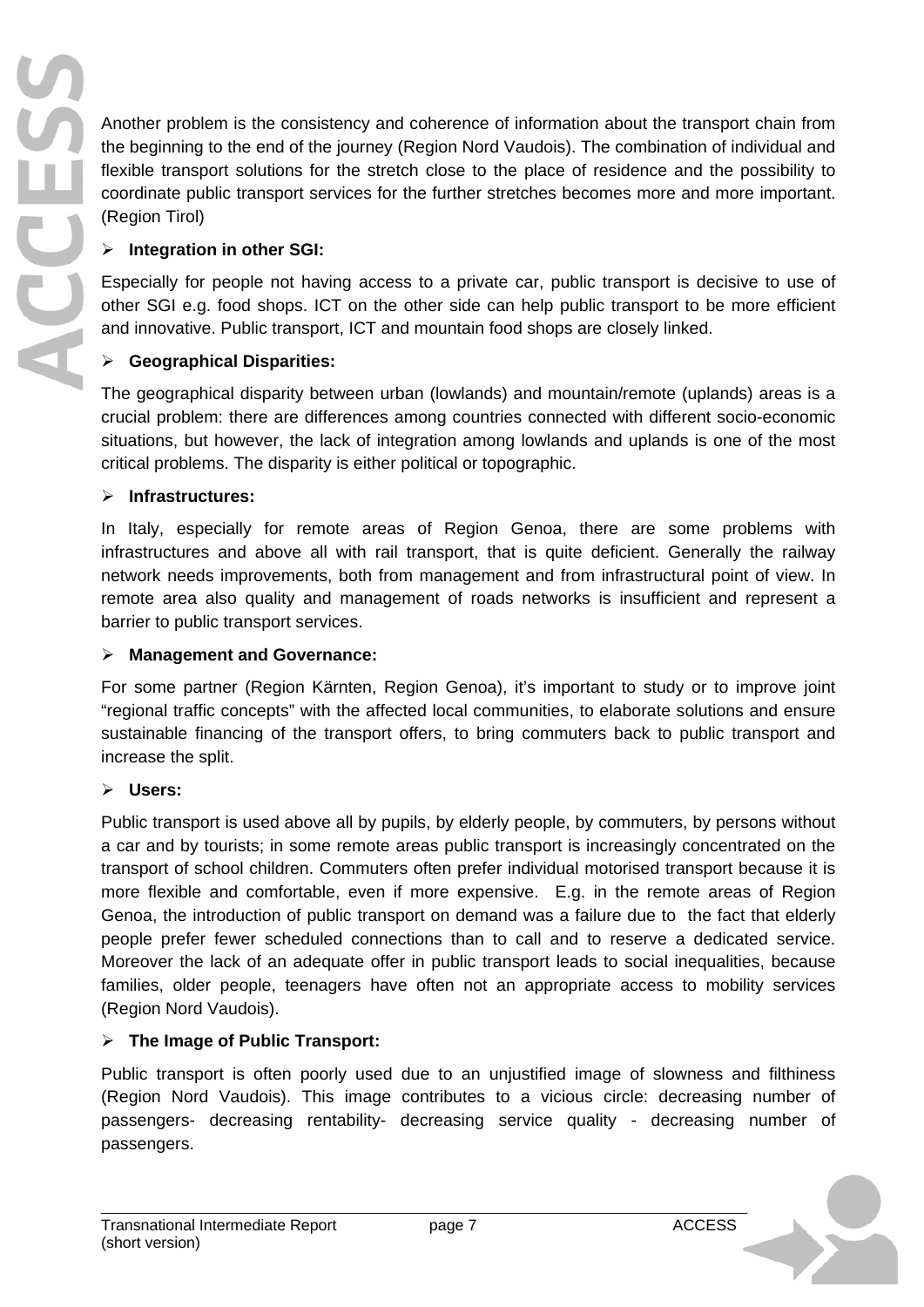Another problem is the consistency and coherence of information about the transport chain from the beginning to the end of the journey (Region Nord Vaudois). The combination of individual and flexible transport solutions for the stretch close to the place of residence and the possibility to coordinate public transport services for the further stretches becomes more and more important. (Region Tirol)

- **Integration in other SGI:**

Especially for people not having access to a private car, public transport is decisive to use of other SGI e.g. food shops. ICT on the other side can help public transport to be more efficient and innovative. Public transport, ICT and mountain food shops are closely linked.

- **Geographical Disparities:**

The geographical disparity between urban (lowlands) and mountain/remote (uplands) areas is a crucial problem: there are differences among countries connected with different socio-economic situations, but however, the lack of integration among lowlands and uplands is one of the most critical problems. The disparity is either political or topographic.

- **Infrastructures:**

In Italy, especially for remote areas of Region Genoa, there are some problems with infrastructures and above all with rail transport, that is quite deficient. Generally the railway network needs improvements, both from management and from infrastructural point of view. In remote area also quality and management of roads networks is insufficient and represent a barrier to public transport services.

- **Management and Governance:**

For some partner (Region Kärnten, Region Genoa), it's important to study or to improve joint "regional traffic concepts" with the affected local communities, to elaborate solutions and ensure sustainable financing of the transport offers, to bring commuters back to public transport and increase the split.

- **Users:**

Public transport is used above all by pupils, by elderly people, by commuters, by persons without a car and by tourists; in some remote areas public transport is increasingly concentrated on the transport of school children. Commuters often prefer individual motorised transport because it is more flexible and comfortable, even if more expensive. E.g. in the remote areas of Region Genoa, the introduction of public transport on demand was a failure due to the fact that elderly people prefer fewer scheduled connections than to call and to reserve a dedicated service. Moreover the lack of an adequate offer in public transport leads to social inequalities, because families, older people, teenagers have often not an appropriate access to mobility services (Region Nord Vaudois).

- **The Image of Public Transport:**

Public transport is often poorly used due to an unjustified image of slowness and filthiness (Region Nord Vaudois). This image contributes to a vicious circle: decreasing number of passengers- decreasing rentability- decreasing service quality - decreasing number of passengers.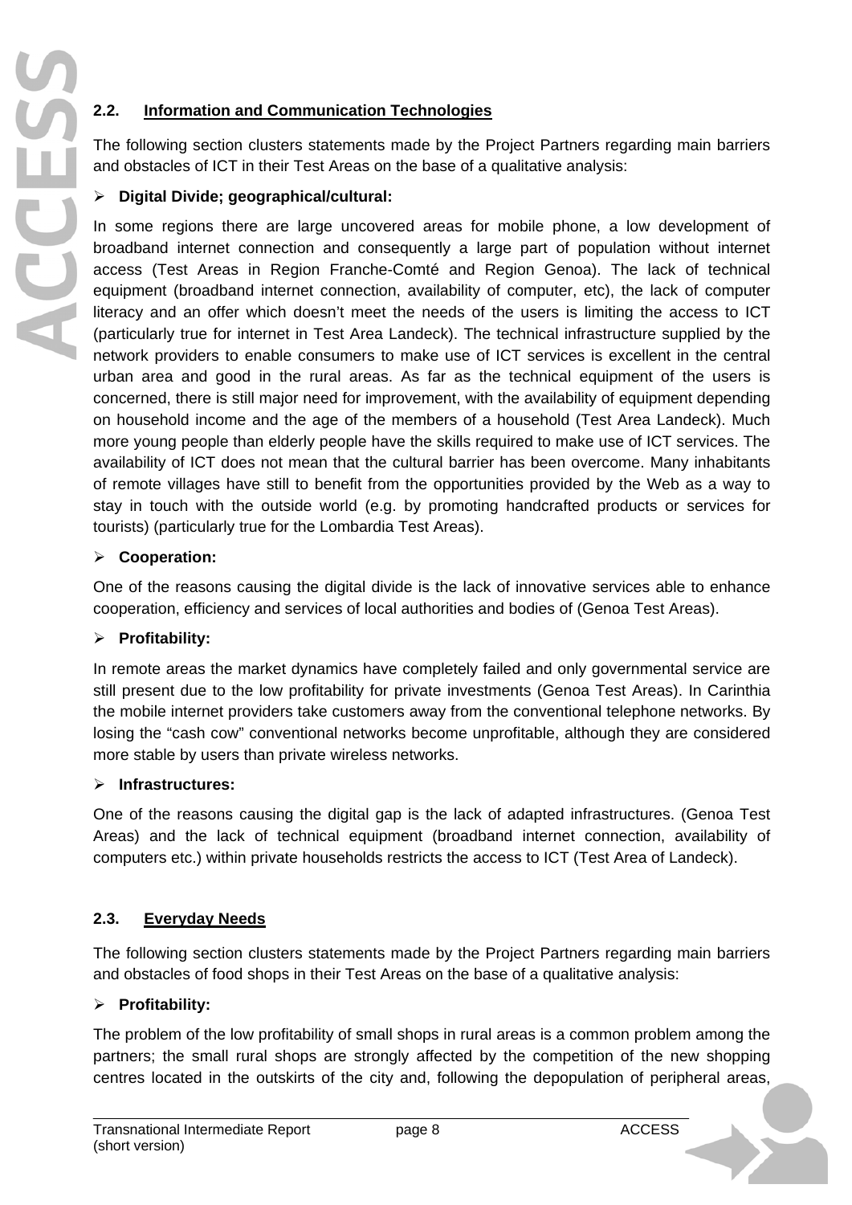## 2.2. Information and Communication Technologies

The following section clusters statements made by the Project Partners regarding main barriers and obstacles of ICT in their Test Areas on the base of a qualitative analysis:

- **Digital Divide; geographical/cultural:**

In some regions there are large uncovered areas for mobile phone, a low development of broadband internet connection and consequently a large part of population without internet access (Test Areas in Region Franche-Comté and Region Genoa). The lack of technical equipment (broadband internet connection, availability of computer, etc), the lack of computer literacy and an offer which doesn't meet the needs of the users is limiting the access to ICT (particularly true for internet in Test Area Landeck). The technical infrastructure supplied by the network providers to enable consumers to make use of ICT services is excellent in the central urban area and good in the rural areas. As far as the technical equipment of the users is concerned, there is still major need for improvement, with the availability of equipment depending on household income and the age of the members of a household (Test Area Landeck). Much more young people than elderly people have the skills required to make use of ICT services. The availability of ICT does not mean that the cultural barrier has been overcome. Many inhabitants of remote villages have still to benefit from the opportunities provided by the Web as a way to stay in touch with the outside world (e.g. by promoting handcrafted products or services for tourists) (particularly true for the Lombardia Test Areas).

- **Cooperation:**

One of the reasons causing the digital divide is the lack of innovative services able to enhance cooperation, efficiency and services of local authorities and bodies of (Genoa Test Areas).

- **Profitability:**

In remote areas the market dynamics have completely failed and only governmental service are still present due to the low profitability for private investments (Genoa Test Areas). In Carinthia the mobile internet providers take customers away from the conventional telephone networks. By losing the "cash cow" conventional networks become unprofitable, although they are considered more stable by users than private wireless networks.

- **Infrastructures:**

One of the reasons causing the digital gap is the lack of adapted infrastructures. (Genoa Test Areas) and the lack of technical equipment (broadband internet connection, availability of computers etc.) within private households restricts the access to ICT (Test Area of Landeck).

## 2.3. Everyday Needs

The following section clusters statements made by the Project Partners regarding main barriers and obstacles of food shops in their Test Areas on the base of a qualitative analysis:

- **Profitability:**

The problem of the low profitability of small shops in rural areas is a common problem among the partners; the small rural shops are strongly affected by the competition of the new shopping centres located in the outskirts of the city and, following the depopulation of peripheral areas,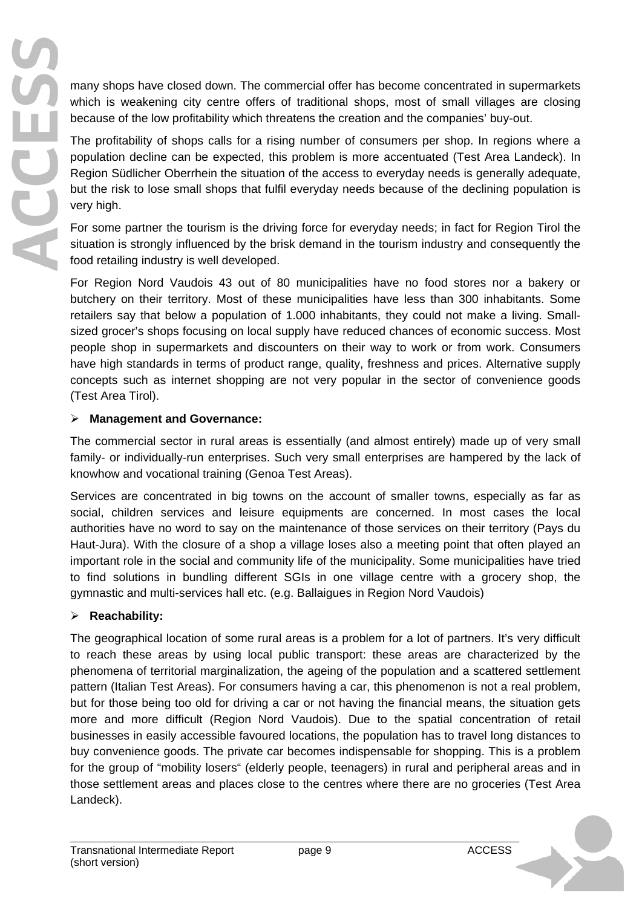many shops have closed down. The commercial offer has become concentrated in supermarkets which is weakening city centre offers of traditional shops, most of small villages are closing because of the low profitability which threatens the creation and the companies' buy-out.

The profitability of shops calls for a rising number of consumers per shop. In regions where a population decline can be expected, this problem is more accentuated (Test Area Landeck). In Region Südlicher Oberrhein the situation of the access to everyday needs is generally adequate, but the risk to lose small shops that fulfil everyday needs because of the declining population is very high.

For some partner the tourism is the driving force for everyday needs; in fact for Region Tirol the situation is strongly influenced by the brisk demand in the tourism industry and consequently the food retailing industry is well developed.

For Region Nord Vaudois 43 out of 80 municipalities have no food stores nor a bakery or butchery on their territory. Most of these municipalities have less than 300 inhabitants. Some retailers say that below a population of 1.000 inhabitants, they could not make a living. Small-sized grocer's shops focusing on local supply have reduced chances of economic success. Most people shop in supermarkets and discounters on their way to work or from work. Consumers have high standards in terms of product range, quality, freshness and prices. Alternative supply concepts such as internet shopping are not very popular in the sector of convenience goods (Test Area Tirol).

- **Management and Governance:**

The commercial sector in rural areas is essentially (and almost entirely) made up of very small family- or individually-run enterprises. Such very small enterprises are hampered by the lack of knowhow and vocational training (Genoa Test Areas).

Services are concentrated in big towns on the account of smaller towns, especially as far as social, children services and leisure equipments are concerned. In most cases the local authorities have no word to say on the maintenance of those services on their territory (Pays du Haut-Jura). With the closure of a shop a village loses also a meeting point that often played an important role in the social and community life of the municipality. Some municipalities have tried to find solutions in bundling different SGIs in one village centre with a grocery shop, the gymnastic and multi-services hall etc. (e.g. Ballaigues in Region Nord Vaudois)

- **Reachability:**

The geographical location of some rural areas is a problem for a lot of partners. It's very difficult to reach these areas by using local public transport: these areas are characterized by the phenomena of territorial marginalization, the ageing of the population and a scattered settlement pattern (Italian Test Areas). For consumers having a car, this phenomenon is not a real problem, but for those being too old for driving a car or not having the financial means, the situation gets more and more difficult (Region Nord Vaudois). Due to the spatial concentration of retail businesses in easily accessible favoured locations, the population has to travel long distances to buy convenience goods. The private car becomes indispensable for shopping. This is a problem for the group of "mobility losers" (elderly people, teenagers) in rural and peripheral areas and in those settlement areas and places close to the centres where there are no groceries (Test Area Landeck).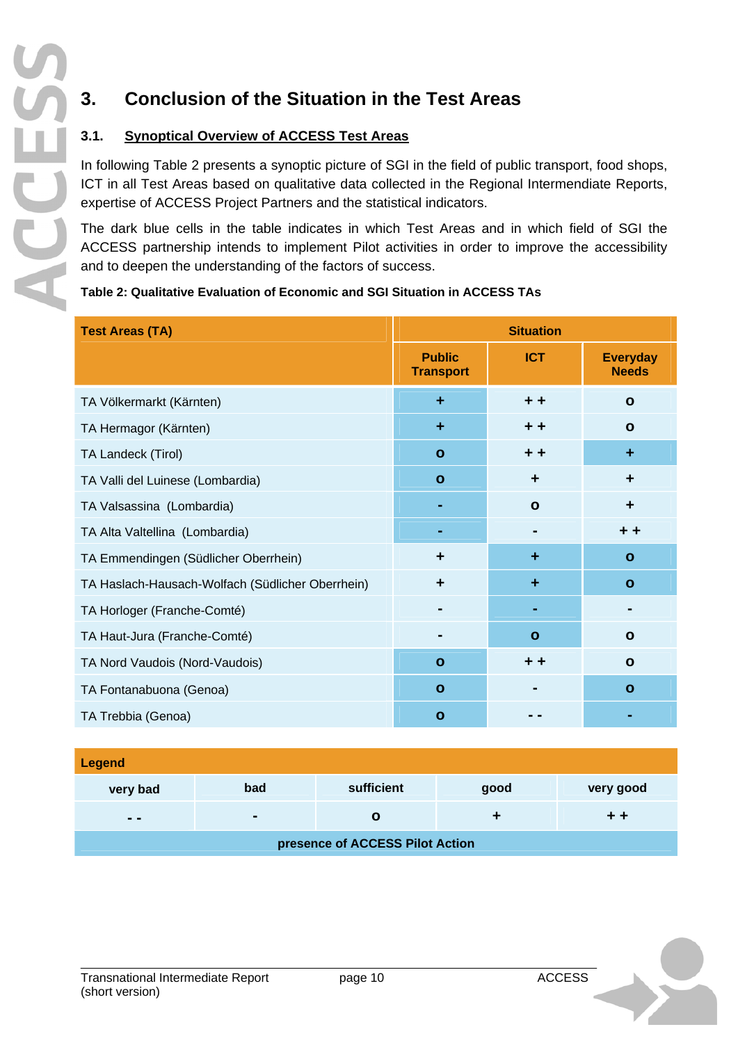# 3. Conclusion of the Situation in the Test Areas

## 3.1. Synoptical Overview of ACCESS Test Areas

In following Table 2 presents a synoptic picture of SGI in the field of public transport, food shops, ICT in all Test Areas based on qualitative data collected in the Regional Intermendiate Reports, expertise of ACCESS Project Partners and the statistical indicators.

The dark blue cells in the table indicates in which Test Areas and in which field of SGI the ACCESS partnership intends to implement Pilot activities in order to improve the accessibility and to deepen the understanding of the factors of success.

**Table 2: Qualitative Evaluation of Economic and SGI Situation in ACCESS TAs**

| Test Areas (TA) | Situation | | |
|---|---|---|---|
| | **Public Transport** | **ICT** | **Everyday Needs** |
| TA Völkermarkt (Kärnten) | + | + + | o |
| TA Hermagor (Kärnten) | + | + + | o |
| TA Landeck (Tirol) | o | + + | + |
| TA Valli del Luinese (Lombardia) | o | + | + |
| TA Valsassina (Lombardia) | - | o | + |
| TA Alta Valtellina (Lombardia) | - | - | + + |
| TA Emmendingen (Südlicher Oberrhein) | + | + | o |
| TA Haslach-Hausach-Wolfach (Südlicher Oberrhein) | + | + | o |
| TA Horloger (Franche-Comté) | - | - | - |
| TA Haut-Jura (Franche-Comté) | - | o | o |
| TA Nord Vaudois (Nord-Vaudois) | o | + + | o |
| TA Fontanabuona (Genoa) | o | - | o |
| TA Trebbia (Genoa) | o | - - | - |

| Legend | | | | |
|---|---|---|---|---|
| **very bad** | **bad** | **sufficient** | **good** | **very good** |
| - - | - | o | + | + + |
| **presence of ACCESS Pilot Action** | | | | |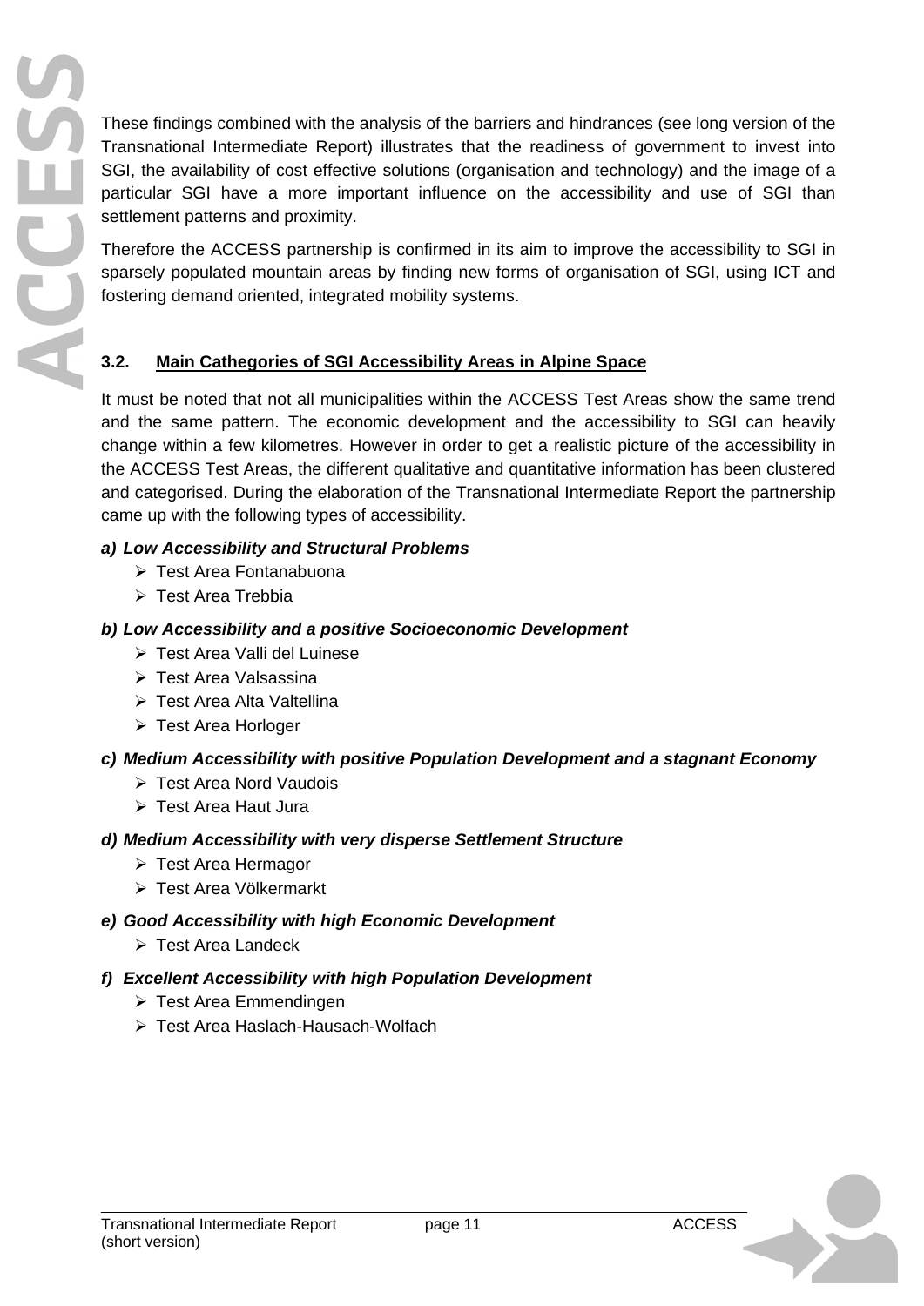These findings combined with the analysis of the barriers and hindrances (see long version of the Transnational Intermediate Report) illustrates that the readiness of government to invest into SGI, the availability of cost effective solutions (organisation and technology) and the image of a particular SGI have a more important influence on the accessibility and use of SGI than settlement patterns and proximity.

Therefore the ACCESS partnership is confirmed in its aim to improve the accessibility to SGI in sparsely populated mountain areas by finding new forms of organisation of SGI, using ICT and fostering demand oriented, integrated mobility systems.

## 3.2. Main Cathegories of SGI Accessibility Areas in Alpine Space

It must be noted that not all municipalities within the ACCESS Test Areas show the same trend and the same pattern. The economic development and the accessibility to SGI can heavily change within a few kilometres. However in order to get a realistic picture of the accessibility in the ACCESS Test Areas, the different qualitative and quantitative information has been clustered and categorised. During the elaboration of the Transnational Intermediate Report the partnership came up with the following types of accessibility.

***a) Low Accessibility and Structural Problems***

- Test Area Fontanabuona
- Test Area Trebbia

***b) Low Accessibility and a positive Socioeconomic Development***

- Test Area Valli del Luinese
- Test Area Valsassina
- Test Area Alta Valtellina
- Test Area Horloger

***c) Medium Accessibility with positive Population Development and a stagnant Economy***

- Test Area Nord Vaudois
- Test Area Haut Jura

***d) Medium Accessibility with very disperse Settlement Structure***

- Test Area Hermagor
- Test Area Völkermarkt

***e) Good Accessibility with high Economic Development***

- Test Area Landeck

***f) Excellent Accessibility with high Population Development***

- Test Area Emmendingen
- Test Area Haslach-Hausach-Wolfach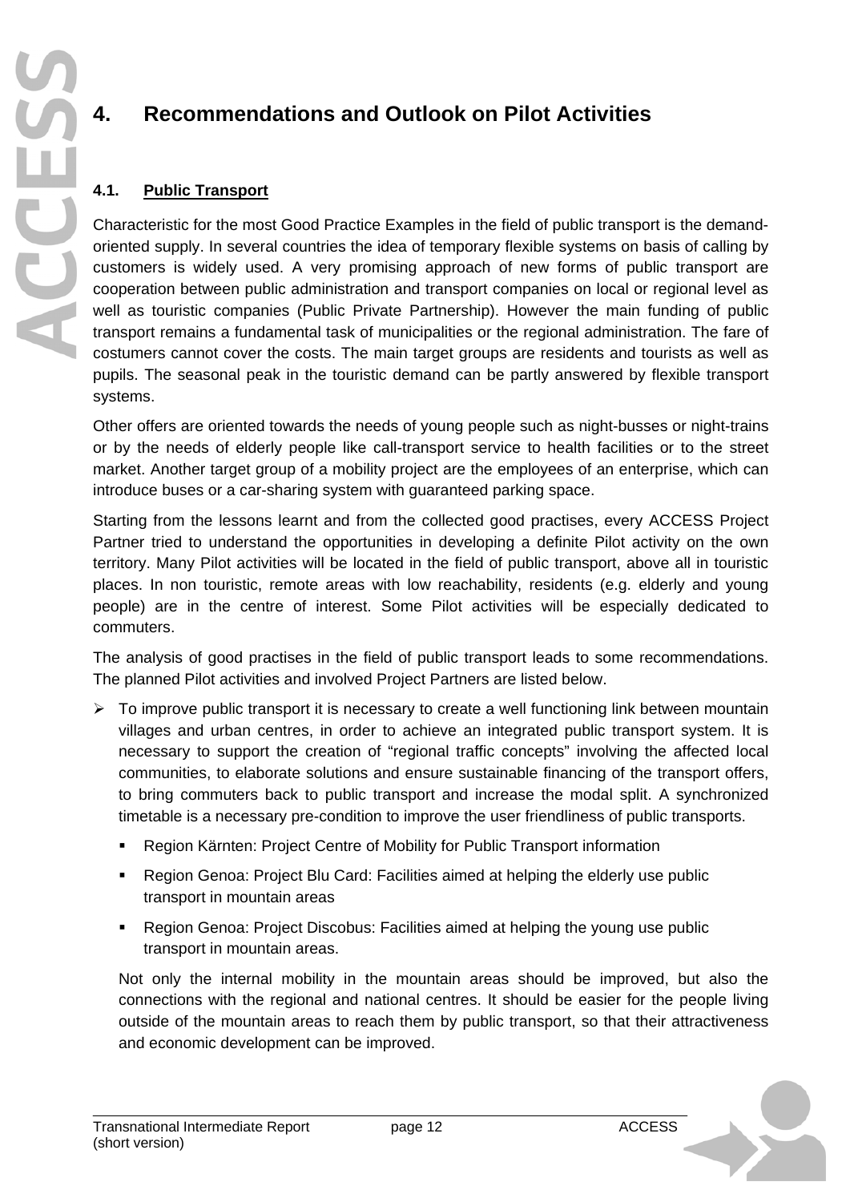# 4. Recommendations and Outlook on Pilot Activities

## 4.1. Public Transport

Characteristic for the most Good Practice Examples in the field of public transport is the demand-oriented supply. In several countries the idea of temporary flexible systems on basis of calling by customers is widely used. A very promising approach of new forms of public transport are cooperation between public administration and transport companies on local or regional level as well as touristic companies (Public Private Partnership). However the main funding of public transport remains a fundamental task of municipalities or the regional administration. The fare of costumers cannot cover the costs. The main target groups are residents and tourists as well as pupils. The seasonal peak in the touristic demand can be partly answered by flexible transport systems.

Other offers are oriented towards the needs of young people such as night-busses or night-trains or by the needs of elderly people like call-transport service to health facilities or to the street market. Another target group of a mobility project are the employees of an enterprise, which can introduce buses or a car-sharing system with guaranteed parking space.

Starting from the lessons learnt and from the collected good practises, every ACCESS Project Partner tried to understand the opportunities in developing a definite Pilot activity on the own territory. Many Pilot activities will be located in the field of public transport, above all in touristic places. In non touristic, remote areas with low reachability, residents (e.g. elderly and young people) are in the centre of interest. Some Pilot activities will be especially dedicated to commuters.

The analysis of good practises in the field of public transport leads to some recommendations. The planned Pilot activities and involved Project Partners are listed below.

- To improve public transport it is necessary to create a well functioning link between mountain villages and urban centres, in order to achieve an integrated public transport system. It is necessary to support the creation of "regional traffic concepts" involving the affected local communities, to elaborate solutions and ensure sustainable financing of the transport offers, to bring commuters back to public transport and increase the modal split. A synchronized timetable is a necessary pre-condition to improve the user friendliness of public transports.
  - Region Kärnten: Project Centre of Mobility for Public Transport information
  - Region Genoa: Project Blu Card: Facilities aimed at helping the elderly use public transport in mountain areas
  - Region Genoa: Project Discobus: Facilities aimed at helping the young use public transport in mountain areas.

  Not only the internal mobility in the mountain areas should be improved, but also the connections with the regional and national centres. It should be easier for the people living outside of the mountain areas to reach them by public transport, so that their attractiveness and economic development can be improved.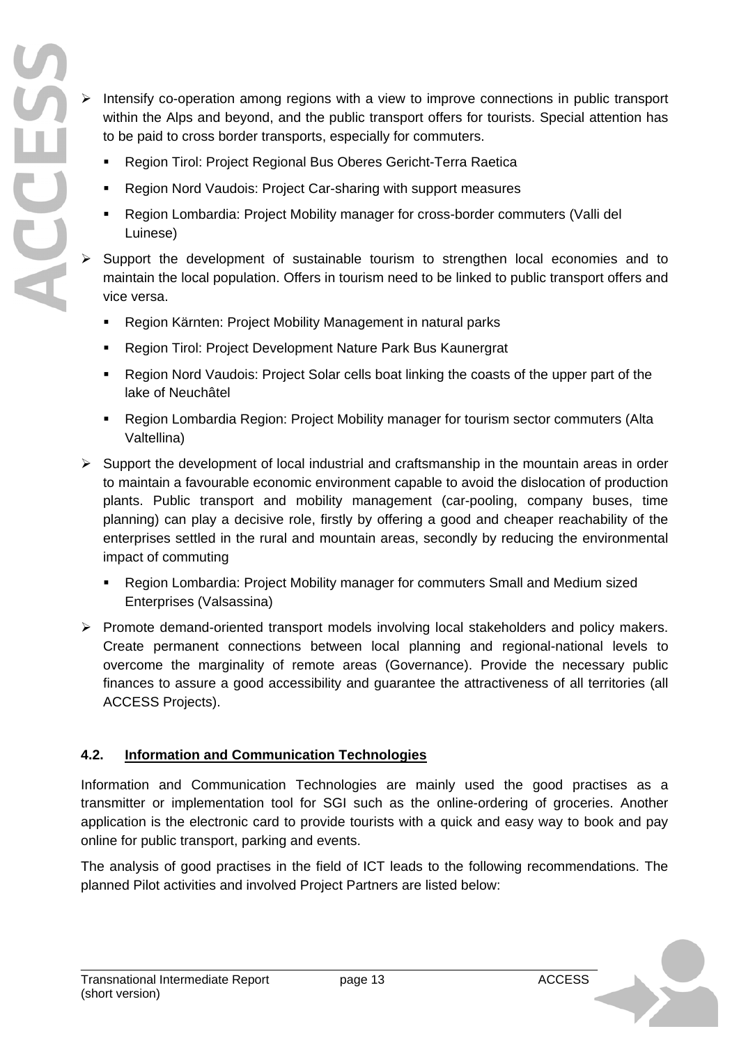- Intensify co-operation among regions with a view to improve connections in public transport within the Alps and beyond, and the public transport offers for tourists. Special attention has to be paid to cross border transports, especially for commuters.
  - Region Tirol: Project Regional Bus Oberes Gericht-Terra Raetica
  - Region Nord Vaudois: Project Car-sharing with support measures
  - Region Lombardia: Project Mobility manager for cross-border commuters (Valli del Luinese)
- Support the development of sustainable tourism to strengthen local economies and to maintain the local population. Offers in tourism need to be linked to public transport offers and vice versa.
  - Region Kärnten: Project Mobility Management in natural parks
  - Region Tirol: Project Development Nature Park Bus Kaunergrat
  - Region Nord Vaudois: Project Solar cells boat linking the coasts of the upper part of the lake of Neuchâtel
  - Region Lombardia Region: Project Mobility manager for tourism sector commuters (Alta Valtellina)
- Support the development of local industrial and craftsmanship in the mountain areas in order to maintain a favourable economic environment capable to avoid the dislocation of production plants. Public transport and mobility management (car-pooling, company buses, time planning) can play a decisive role, firstly by offering a good and cheaper reachability of the enterprises settled in the rural and mountain areas, secondly by reducing the environmental impact of commuting
  - Region Lombardia: Project Mobility manager for commuters Small and Medium sized Enterprises (Valsassina)
- Promote demand-oriented transport models involving local stakeholders and policy makers. Create permanent connections between local planning and regional-national levels to overcome the marginality of remote areas (Governance). Provide the necessary public finances to assure a good accessibility and guarantee the attractiveness of all territories (all ACCESS Projects).

### 4.2. Information and Communication Technologies

Information and Communication Technologies are mainly used the good practises as a transmitter or implementation tool for SGI such as the online-ordering of groceries. Another application is the electronic card to provide tourists with a quick and easy way to book and pay online for public transport, parking and events.

The analysis of good practises in the field of ICT leads to the following recommendations. The planned Pilot activities and involved Project Partners are listed below: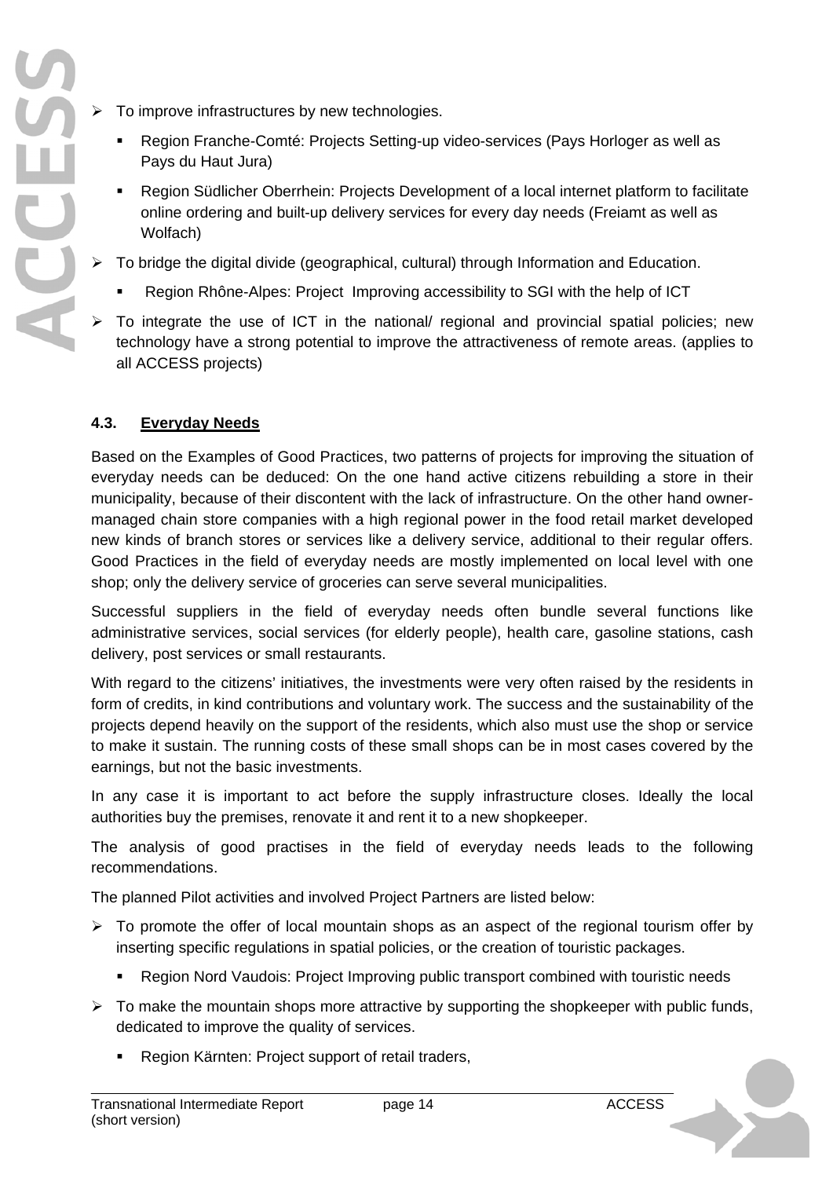- To improve infrastructures by new technologies.
  - Region Franche-Comté: Projects Setting-up video-services (Pays Horloger as well as Pays du Haut Jura)
  - Region Südlicher Oberrhein: Projects Development of a local internet platform to facilitate online ordering and built-up delivery services for every day needs (Freiamt as well as Wolfach)
- To bridge the digital divide (geographical, cultural) through Information and Education.
  - Region Rhône-Alpes: Project Improving accessibility to SGI with the help of ICT
- To integrate the use of ICT in the national/ regional and provincial spatial policies; new technology have a strong potential to improve the attractiveness of remote areas. (applies to all ACCESS projects)

### 4.3. Everyday Needs

Based on the Examples of Good Practices, two patterns of projects for improving the situation of everyday needs can be deduced: On the one hand active citizens rebuilding a store in their municipality, because of their discontent with the lack of infrastructure. On the other hand owner-managed chain store companies with a high regional power in the food retail market developed new kinds of branch stores or services like a delivery service, additional to their regular offers. Good Practices in the field of everyday needs are mostly implemented on local level with one shop; only the delivery service of groceries can serve several municipalities.

Successful suppliers in the field of everyday needs often bundle several functions like administrative services, social services (for elderly people), health care, gasoline stations, cash delivery, post services or small restaurants.

With regard to the citizens' initiatives, the investments were very often raised by the residents in form of credits, in kind contributions and voluntary work. The success and the sustainability of the projects depend heavily on the support of the residents, which also must use the shop or service to make it sustain. The running costs of these small shops can be in most cases covered by the earnings, but not the basic investments.

In any case it is important to act before the supply infrastructure closes. Ideally the local authorities buy the premises, renovate it and rent it to a new shopkeeper.

The analysis of good practises in the field of everyday needs leads to the following recommendations.

The planned Pilot activities and involved Project Partners are listed below:

- To promote the offer of local mountain shops as an aspect of the regional tourism offer by inserting specific regulations in spatial policies, or the creation of touristic packages.
  - Region Nord Vaudois: Project Improving public transport combined with touristic needs
- To make the mountain shops more attractive by supporting the shopkeeper with public funds, dedicated to improve the quality of services.
  - Region Kärnten: Project support of retail traders,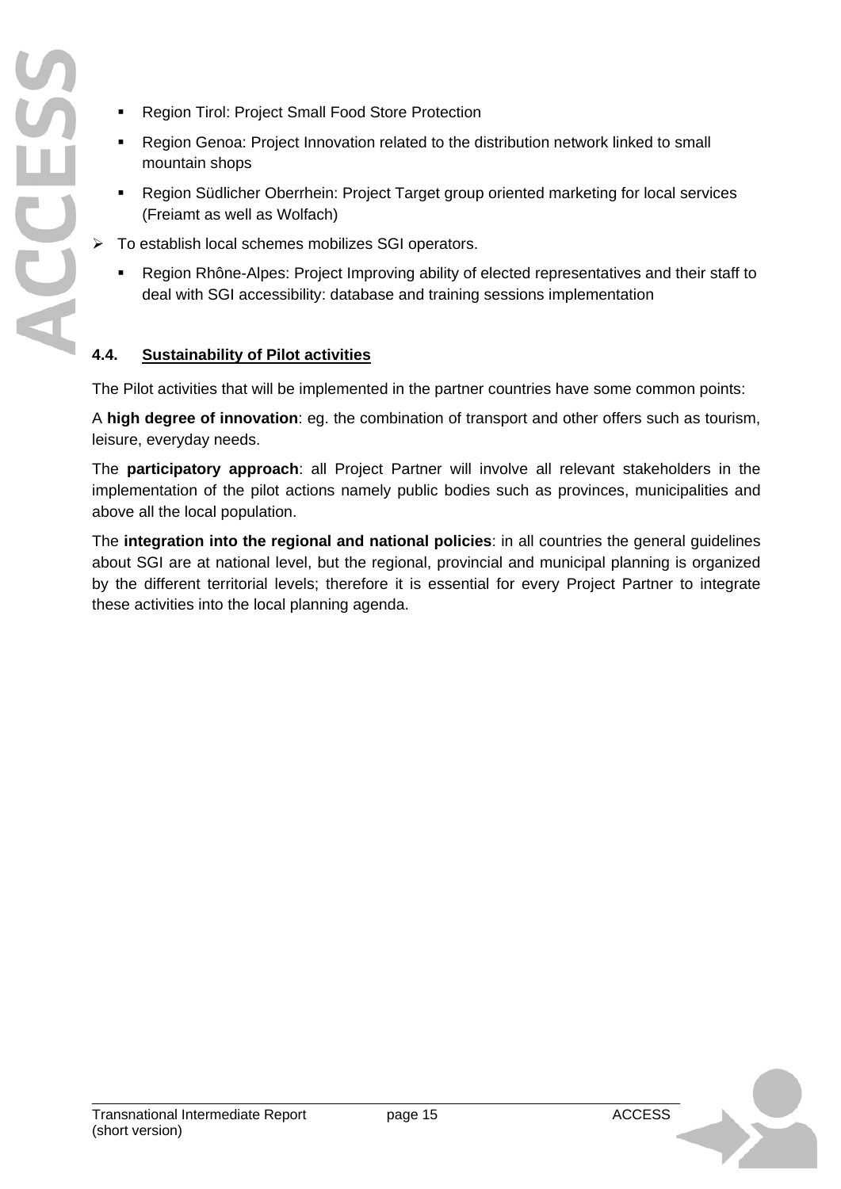- Region Tirol: Project Small Food Store Protection
- Region Genoa: Project Innovation related to the distribution network linked to small mountain shops
- Region Südlicher Oberrhein: Project Target group oriented marketing for local services (Freiamt as well as Wolfach)

➢ To establish local schemes mobilizes SGI operators.

- Region Rhône-Alpes: Project Improving ability of elected representatives and their staff to deal with SGI accessibility: database and training sessions implementation

## 4.4. Sustainability of Pilot activities

The Pilot activities that will be implemented in the partner countries have some common points:

A **high degree of innovation**: eg. the combination of transport and other offers such as tourism, leisure, everyday needs.

The **participatory approach**: all Project Partner will involve all relevant stakeholders in the implementation of the pilot actions namely public bodies such as provinces, municipalities and above all the local population.

The **integration into the regional and national policies**: in all countries the general guidelines about SGI are at national level, but the regional, provincial and municipal planning is organized by the different territorial levels; therefore it is essential for every Project Partner to integrate these activities into the local planning agenda.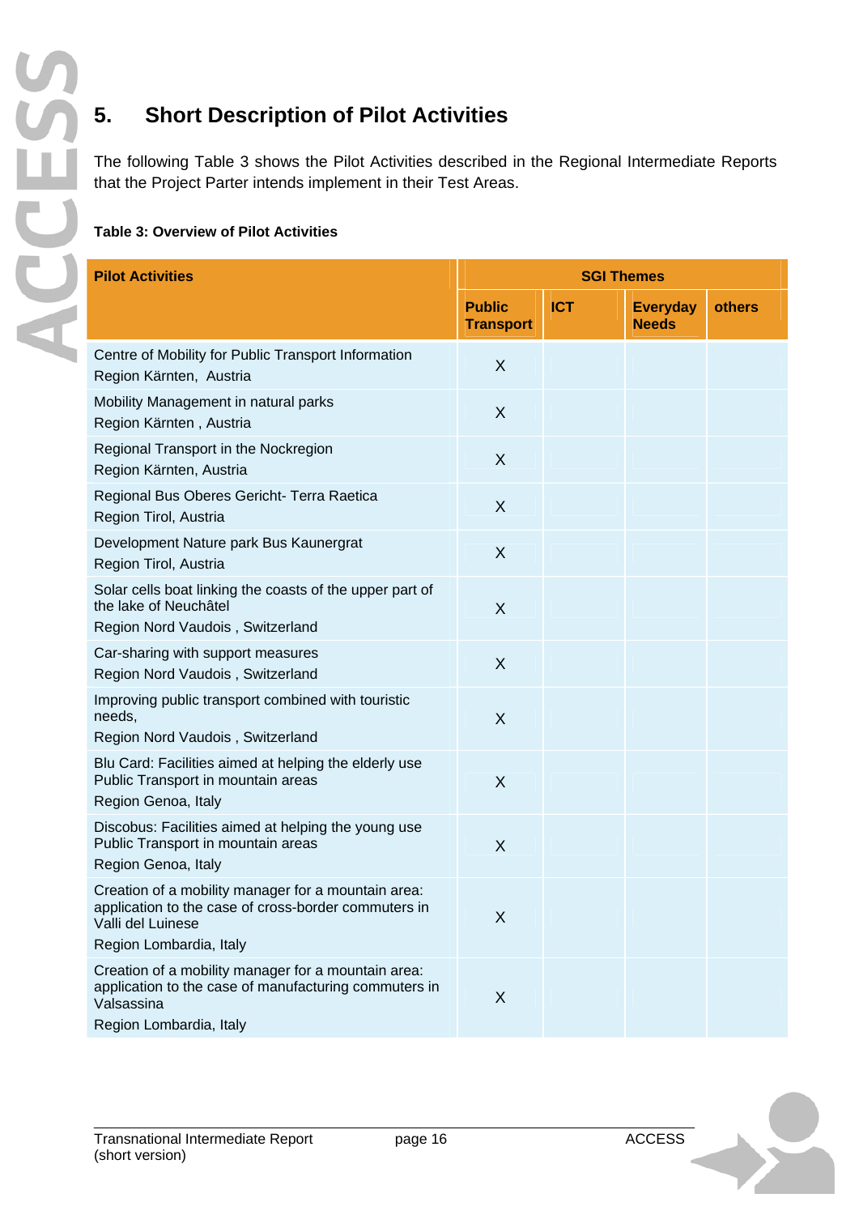# 5. Short Description of Pilot Activities

The following Table 3 shows the Pilot Activities described in the Regional Intermediate Reports that the Project Parter intends implement in their Test Areas.

**Table 3: Overview of Pilot Activities**

| Pilot Activities | SGI Themes | | | |
|---|---|---|---|---|
| | Public Transport | ICT | Everyday Needs | others |
| Centre of Mobility for Public Transport Information<br>Region Kärnten, Austria | X | | | |
| Mobility Management in natural parks<br>Region Kärnten , Austria | X | | | |
| Regional Transport in the Nockregion<br>Region Kärnten, Austria | X | | | |
| Regional Bus Oberes Gericht- Terra Raetica<br>Region Tirol, Austria | X | | | |
| Development Nature park Bus Kaunergrat<br>Region Tirol, Austria | X | | | |
| Solar cells boat linking the coasts of the upper part of the lake of Neuchâtel<br>Region Nord Vaudois , Switzerland | X | | | |
| Car-sharing with support measures<br>Region Nord Vaudois , Switzerland | X | | | |
| Improving public transport combined with touristic needs,<br>Region Nord Vaudois , Switzerland | X | | | |
| Blu Card: Facilities aimed at helping the elderly use Public Transport in mountain areas<br>Region Genoa, Italy | X | | | |
| Discobus: Facilities aimed at helping the young use Public Transport in mountain areas<br>Region Genoa, Italy | X | | | |
| Creation of a mobility manager for a mountain area: application to the case of cross-border commuters in Valli del Luinese<br>Region Lombardia, Italy | X | | | |
| Creation of a mobility manager for a mountain area: application to the case of manufacturing commuters in Valsassina<br>Region Lombardia, Italy | X | | | |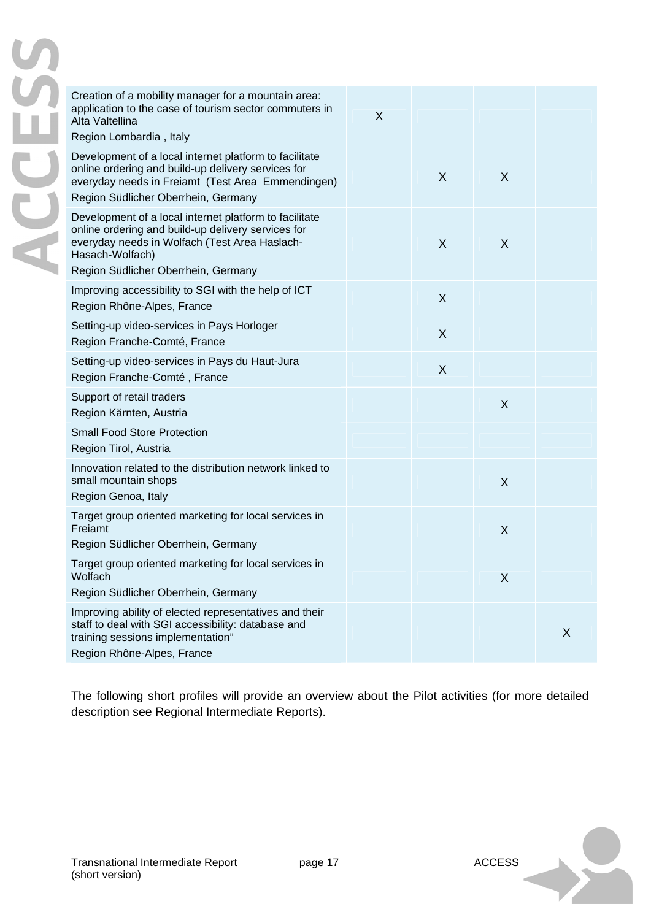| | | | | |
|---|---|---|---|---|
| Creation of a mobility manager for a mountain area: application to the case of tourism sector commuters in Alta Valtellina<br>Region Lombardia , Italy | X | | | |
| Development of a local internet platform to facilitate online ordering and build-up delivery services for everyday needs in Freiamt (Test Area Emmendingen)<br>Region Südlicher Oberrhein, Germany | | X | X | |
| Development of a local internet platform to facilitate online ordering and build-up delivery services for everyday needs in Wolfach (Test Area Haslach-Hasach-Wolfach)<br>Region Südlicher Oberrhein, Germany | | X | X | |
| Improving accessibility to SGI with the help of ICT<br>Region Rhône-Alpes, France | | X | | |
| Setting-up video-services in Pays Horloger<br>Region Franche-Comté, France | | X | | |
| Setting-up video-services in Pays du Haut-Jura<br>Region Franche-Comté , France | | X | | |
| Support of retail traders<br>Region Kärnten, Austria | | | X | |
| Small Food Store Protection<br>Region Tirol, Austria | | | | |
| Innovation related to the distribution network linked to small mountain shops<br>Region Genoa, Italy | | | X | |
| Target group oriented marketing for local services in Freiamt<br>Region Südlicher Oberrhein, Germany | | | X | |
| Target group oriented marketing for local services in Wolfach<br>Region Südlicher Oberrhein, Germany | | | X | |
| Improving ability of elected representatives and their staff to deal with SGI accessibility: database and training sessions implementation"<br>Region Rhône-Alpes, France | | | | X |

The following short profiles will provide an overview about the Pilot activities (for more detailed description see Regional Intermediate Reports).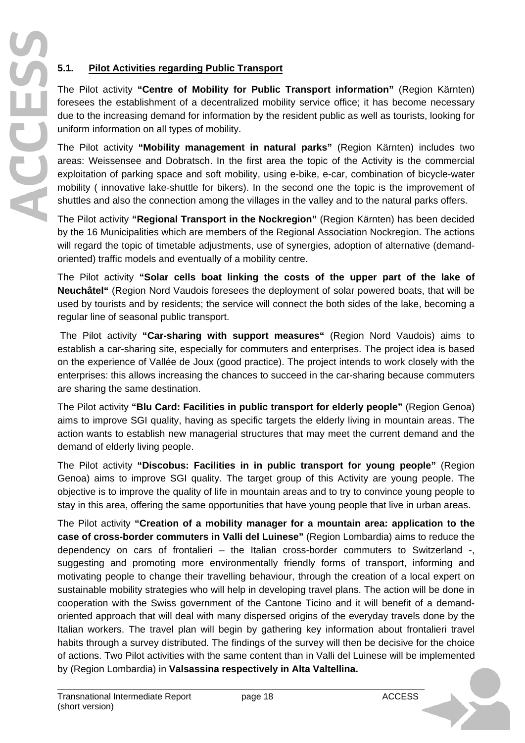## 5.1. Pilot Activities regarding Public Transport

The Pilot activity **"Centre of Mobility for Public Transport information"** (Region Kärnten) foresees the establishment of a decentralized mobility service office; it has become necessary due to the increasing demand for information by the resident public as well as tourists, looking for uniform information on all types of mobility.

The Pilot activity **"Mobility management in natural parks"** (Region Kärnten) includes two areas: Weissensee and Dobratsch. In the first area the topic of the Activity is the commercial exploitation of parking space and soft mobility, using e-bike, e-car, combination of bicycle-water mobility ( innovative lake-shuttle for bikers). In the second one the topic is the improvement of shuttles and also the connection among the villages in the valley and to the natural parks offers.

The Pilot activity **"Regional Transport in the Nockregion"** (Region Kärnten) has been decided by the 16 Municipalities which are members of the Regional Association Nockregion. The actions will regard the topic of timetable adjustments, use of synergies, adoption of alternative (demand-oriented) traffic models and eventually of a mobility centre.

The Pilot activity **"Solar cells boat linking the costs of the upper part of the lake of Neuchâtel"** (Region Nord Vaudois foresees the deployment of solar powered boats, that will be used by tourists and by residents; the service will connect the both sides of the lake, becoming a regular line of seasonal public transport.

The Pilot activity **"Car-sharing with support measures"** (Region Nord Vaudois) aims to establish a car-sharing site, especially for commuters and enterprises. The project idea is based on the experience of Vallée de Joux (good practice). The project intends to work closely with the enterprises: this allows increasing the chances to succeed in the car-sharing because commuters are sharing the same destination.

The Pilot activity **"Blu Card: Facilities in public transport for elderly people"** (Region Genoa) aims to improve SGI quality, having as specific targets the elderly living in mountain areas. The action wants to establish new managerial structures that may meet the current demand and the demand of elderly living people.

The Pilot activity **"Discobus: Facilities in in public transport for young people"** (Region Genoa) aims to improve SGI quality. The target group of this Activity are young people. The objective is to improve the quality of life in mountain areas and to try to convince young people to stay in this area, offering the same opportunities that have young people that live in urban areas.

The Pilot activity **"Creation of a mobility manager for a mountain area: application to the case of cross-border commuters in Valli del Luinese"** (Region Lombardia) aims to reduce the dependency on cars of frontalieri – the Italian cross-border commuters to Switzerland -, suggesting and promoting more environmentally friendly forms of transport, informing and motivating people to change their travelling behaviour, through the creation of a local expert on sustainable mobility strategies who will help in developing travel plans. The action will be done in cooperation with the Swiss government of the Cantone Ticino and it will benefit of a demand-oriented approach that will deal with many dispersed origins of the everyday travels done by the Italian workers. The travel plan will begin by gathering key information about frontalieri travel habits through a survey distributed. The findings of the survey will then be decisive for the choice of actions. Two Pilot activities with the same content than in Valli del Luinese will be implemented by (Region Lombardia) in **Valsassina respectively in Alta Valtellina.**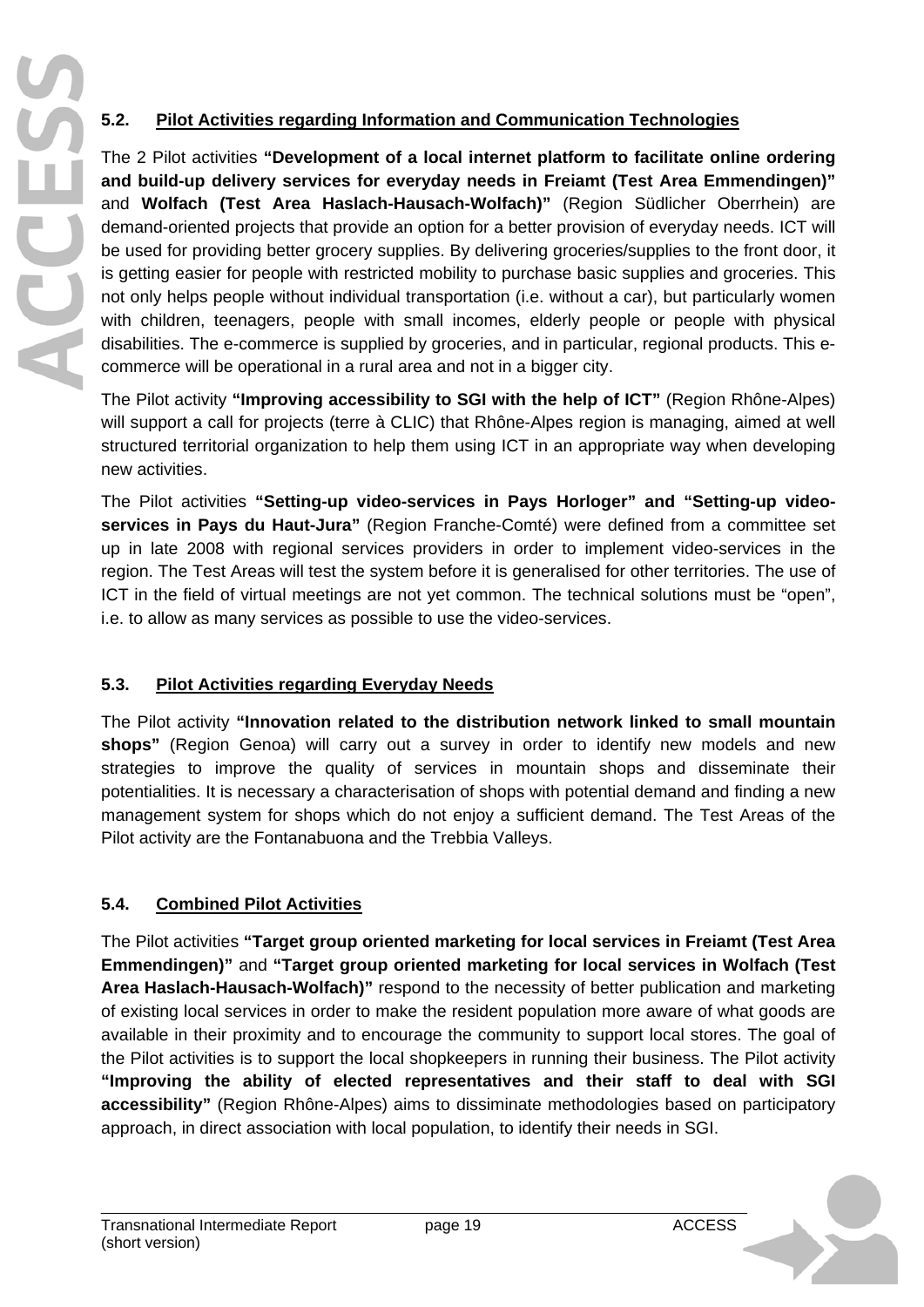## 5.2. Pilot Activities regarding Information and Communication Technologies

The 2 Pilot activities **"Development of a local internet platform to facilitate online ordering and build-up delivery services for everyday needs in Freiamt (Test Area Emmendingen)"** and **Wolfach (Test Area Haslach-Hausach-Wolfach)"** (Region Südlicher Oberrhein) are demand-oriented projects that provide an option for a better provision of everyday needs. ICT will be used for providing better grocery supplies. By delivering groceries/supplies to the front door, it is getting easier for people with restricted mobility to purchase basic supplies and groceries. This not only helps people without individual transportation (i.e. without a car), but particularly women with children, teenagers, people with small incomes, elderly people or people with physical disabilities. The e-commerce is supplied by groceries, and in particular, regional products. This e-commerce will be operational in a rural area and not in a bigger city.

The Pilot activity **"Improving accessibility to SGI with the help of ICT"** (Region Rhône-Alpes) will support a call for projects (terre à CLIC) that Rhône-Alpes region is managing, aimed at well structured territorial organization to help them using ICT in an appropriate way when developing new activities.

The Pilot activities **"Setting-up video-services in Pays Horloger" and "Setting-up video-services in Pays du Haut-Jura"** (Region Franche-Comté) were defined from a committee set up in late 2008 with regional services providers in order to implement video-services in the region. The Test Areas will test the system before it is generalised for other territories. The use of ICT in the field of virtual meetings are not yet common. The technical solutions must be "open", i.e. to allow as many services as possible to use the video-services.

## 5.3. Pilot Activities regarding Everyday Needs

The Pilot activity **"Innovation related to the distribution network linked to small mountain shops"** (Region Genoa) will carry out a survey in order to identify new models and new strategies to improve the quality of services in mountain shops and disseminate their potentialities. It is necessary a characterisation of shops with potential demand and finding a new management system for shops which do not enjoy a sufficient demand. The Test Areas of the Pilot activity are the Fontanabuona and the Trebbia Valleys.

## 5.4. Combined Pilot Activities

The Pilot activities **"Target group oriented marketing for local services in Freiamt (Test Area Emmendingen)"** and **"Target group oriented marketing for local services in Wolfach (Test Area Haslach-Hausach-Wolfach)"** respond to the necessity of better publication and marketing of existing local services in order to make the resident population more aware of what goods are available in their proximity and to encourage the community to support local stores. The goal of the Pilot activities is to support the local shopkeepers in running their business. The Pilot activity **"Improving the ability of elected representatives and their staff to deal with SGI accessibility"** (Region Rhône-Alpes) aims to dissiminate methodologies based on participatory approach, in direct association with local population, to identify their needs in SGI.